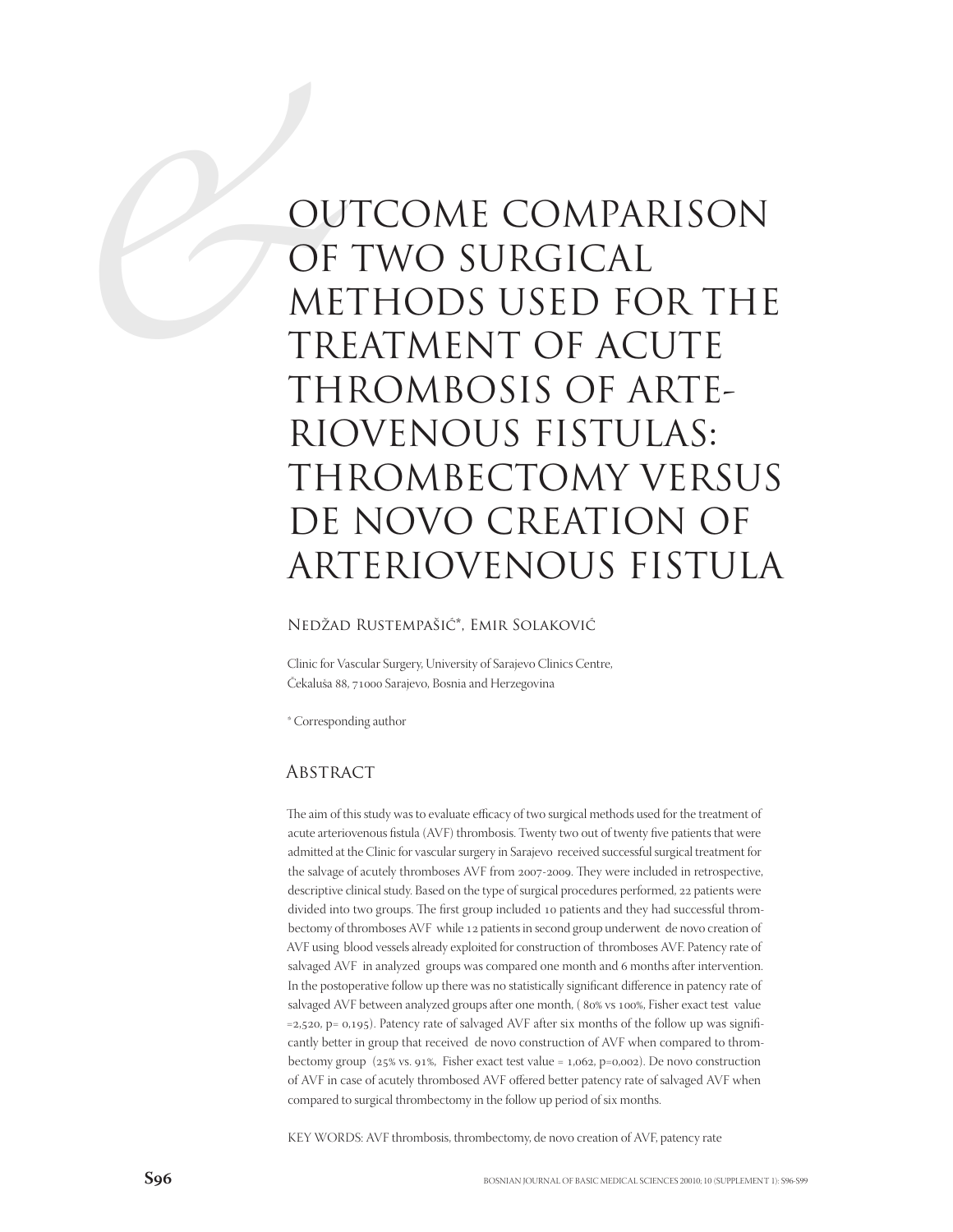# OUTCOME COMPARISON OF TWO SURGICAL METHODS USED FOR THE TREATMENT OF ACUTE THROMBOSIS OF ARTERIOVENOUS FISTULAS: THROMBECTOMY VERSUS DE NOVO CREATION OF ARTERIOVENOUS FISTULA

Nedžad Rustempašić*, Emir Solaković

Clinic for Vascular Surgery, University of Sarajevo Clinics Centre, Čekaluša 88, 71000 Sarajevo, Bosnia and Herzegovina

* Corresponding author

## Abstract

The aim of this study was to evaluate efficacy of two surgical methods used for the treatment of acute arteriovenous fistula (AVF) thrombosis. Twenty two out of twenty five patients that were admitted at the Clinic for vascular surgery in Sarajevo received successful surgical treatment for the salvage of acutely thromboses AVF from 2007-2009. They were included in retrospective, descriptive clinical study. Based on the type of surgical procedures performed, 22 patients were divided into two groups. The first group included 10 patients and they had successful thrombectomy of thromboses AVF while 12 patients in second group underwent de novo creation of AVF using blood vessels already exploited for construction of thromboses AVF. Patency rate of salvaged AVF in analyzed groups was compared one month and 6 months after intervention. In the postoperative follow up there was no statistically significant difference in patency rate of salvaged AVF between analyzed groups after one month, ( 80% vs 100%, Fisher exact test value =2,520, p= 0,195). Patency rate of salvaged AVF after six months of the follow up was significantly better in group that received de novo construction of AVF when compared to thrombectomy group (25% vs. 91%, Fisher exact test value = 1,062, p=0,002). De novo construction of AVF in case of acutely thrombosed AVF offered better patency rate of salvaged AVF when compared to surgical thrombectomy in the follow up period of six months.

KEY WORDS: AVF thrombosis, thrombectomy, de novo creation of AVF, patency rate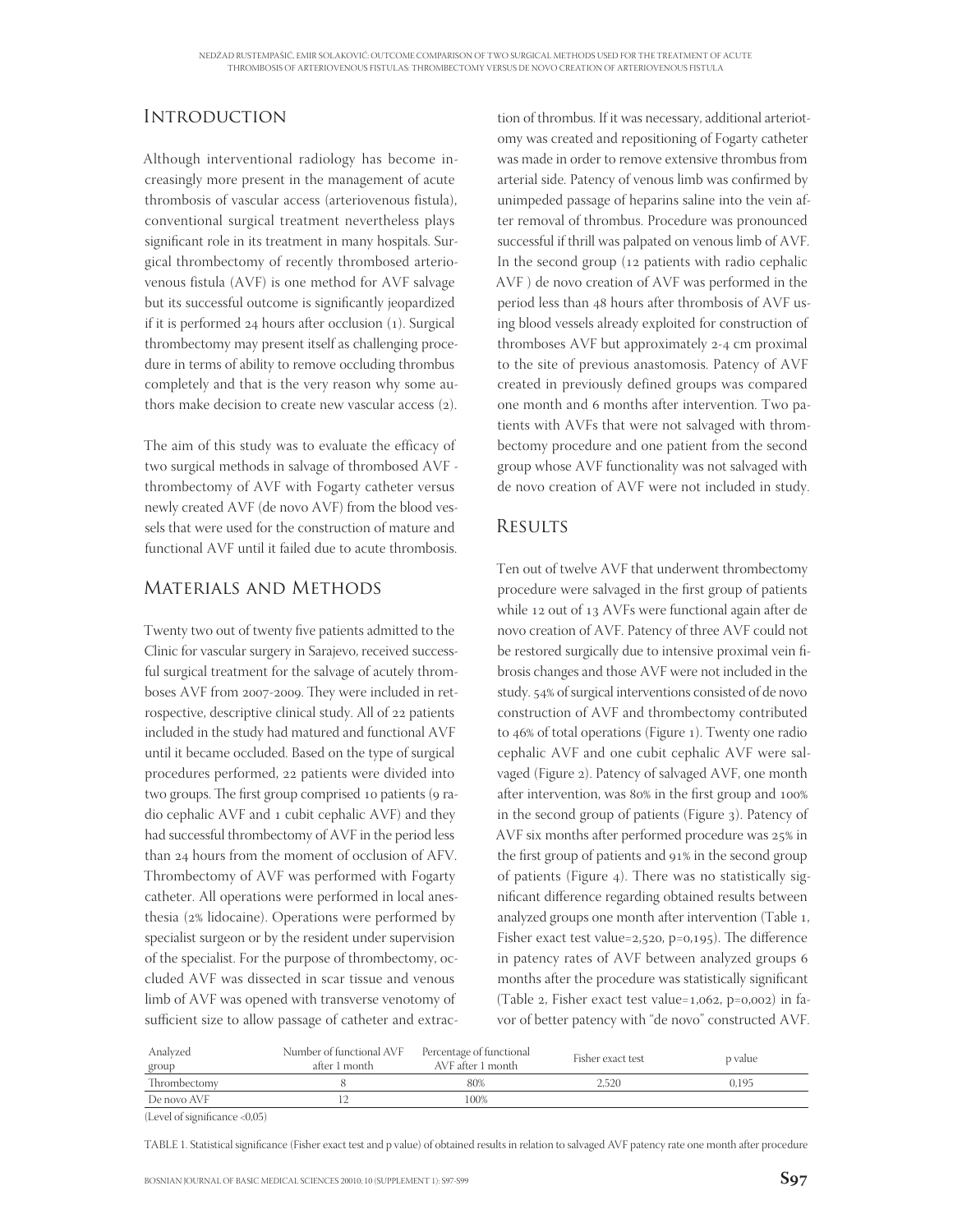## Introduction

Although interventional radiology has become increasingly more present in the management of acute thrombosis of vascular access (arteriovenous fistula), conventional surgical treatment nevertheless plays significant role in its treatment in many hospitals. Surgical thrombectomy of recently thrombosed arteriovenous fistula (AVF) is one method for AVF salvage but its successful outcome is significantly jeopardized if it is performed 24 hours after occlusion (1). Surgical thrombectomy may present itself as challenging procedure in terms of ability to remove occluding thrombus completely and that is the very reason why some authors make decision to create new vascular access (2).

The aim of this study was to evaluate the efficacy of two surgical methods in salvage of thrombosed AVF - thrombectomy of AVF with Fogarty catheter versus newly created AVF (de novo AVF) from the blood vessels that were used for the construction of mature and functional AVF until it failed due to acute thrombosis.

## Materials and Methods

Twenty two out of twenty five patients admitted to the Clinic for vascular surgery in Sarajevo, received successful surgical treatment for the salvage of acutely thromboses AVF from 2007-2009. They were included in retrospective, descriptive clinical study. All of 22 patients included in the study had matured and functional AVF until it became occluded. Based on the type of surgical procedures performed, 22 patients were divided into two groups. The first group comprised 10 patients (9 radio cephalic AVF and 1 cubit cephalic AVF) and they had successful thrombectomy of AVF in the period less than 24 hours from the moment of occlusion of AFV. Thrombectomy of AVF was performed with Fogarty catheter. All operations were performed in local anesthesia (2% lidocaine). Operations were performed by specialist surgeon or by the resident under supervision of the specialist. For the purpose of thrombectomy, occluded AVF was dissected in scar tissue and venous limb of AVF was opened with transverse venotomy of sufficient size to allow passage of catheter and extraction of thrombus. If it was necessary, additional arteriotomy was created and repositioning of Fogarty catheter was made in order to remove extensive thrombus from arterial side. Patency of venous limb was confirmed by unimpeded passage of heparins saline into the vein after removal of thrombus. Procedure was pronounced successful if thrill was palpated on venous limb of AVF. In the second group (12 patients with radio cephalic AVF ) de novo creation of AVF was performed in the period less than 48 hours after thrombosis of AVF using blood vessels already exploited for construction of thromboses AVF but approximately 2-4 cm proximal to the site of previous anastomosis. Patency of AVF created in previously defined groups was compared one month and 6 months after intervention. Two patients with AVFs that were not salvaged with thrombectomy procedure and one patient from the second group whose AVF functionality was not salvaged with de novo creation of AVF were not included in study.

## Results

Ten out of twelve AVF that underwent thrombectomy procedure were salvaged in the first group of patients while 12 out of 13 AVFs were functional again after de novo creation of AVF. Patency of three AVF could not be restored surgically due to intensive proximal vein fibrosis changes and those AVF were not included in the study. 54% of surgical interventions consisted of de novo construction of AVF and thrombectomy contributed to 46% of total operations (Figure 1). Twenty one radio cephalic AVF and one cubit cephalic AVF were salvaged (Figure 2). Patency of salvaged AVF, one month after intervention, was 80% in the first group and 100% in the second group of patients (Figure 3). Patency of AVF six months after performed procedure was 25% in the first group of patients and 91% in the second group of patients (Figure 4). There was no statistically significant difference regarding obtained results between analyzed groups one month after intervention (Table 1, Fisher exact test value=2,520, p=0,195). The difference in patency rates of AVF between analyzed groups 6 months after the procedure was statistically significant (Table 2, Fisher exact test value=1,062, p=0,002) in favor of better patency with "de novo" constructed AVF.

| Analyzed group | Number of functional AVF after 1 month | Percentage of functional AVF after 1 month | Fisher exact test | p value |
|---|---|---|---|---|
| Thrombectomy | 8 | 80% | 2,520 | 0,195 |
| De novo AVF | 12 | 100% | | |

(Level of significance <0,05)

TABLE 1. Statistical significance (Fisher exact test and p value) of obtained results in relation to salvaged AVF patency rate one month after procedure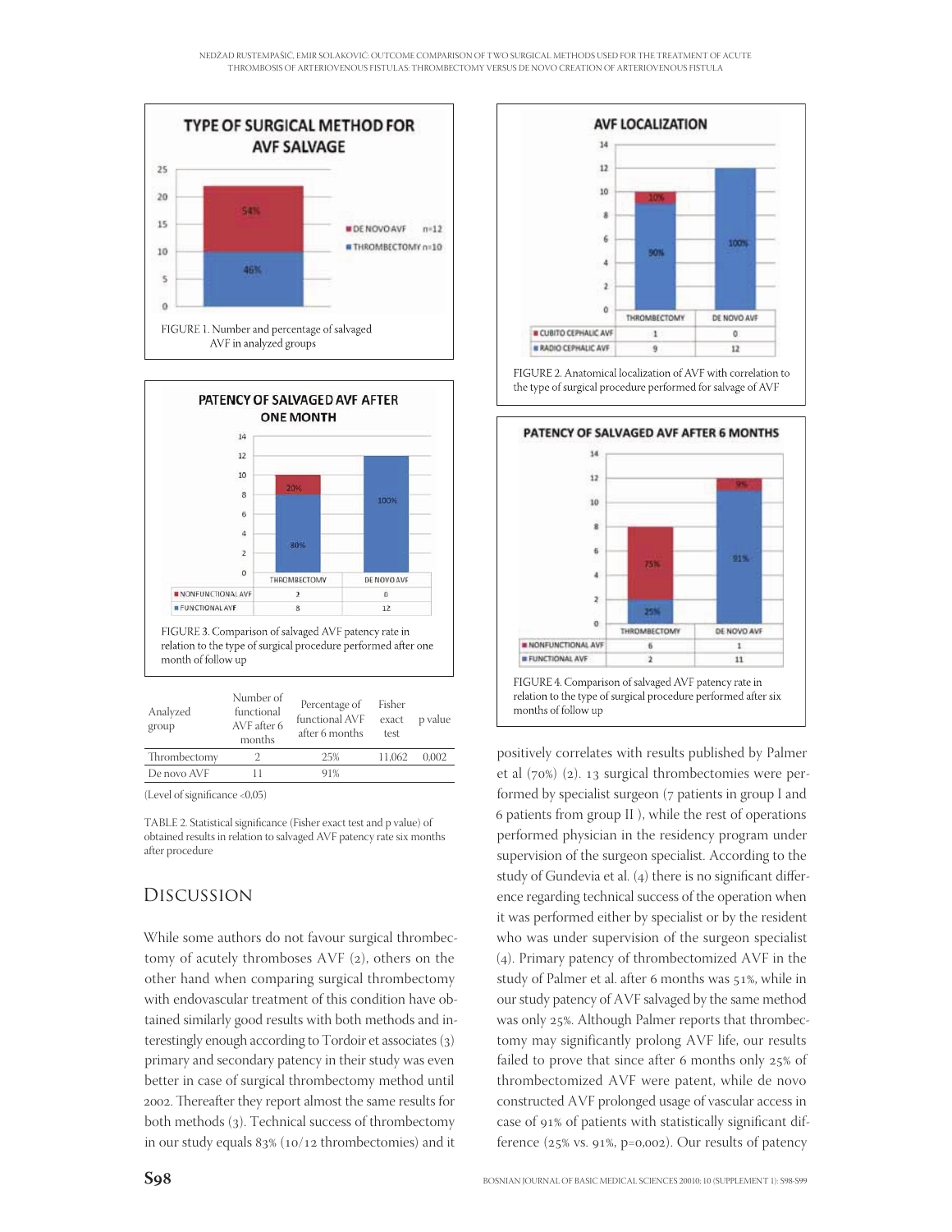TYPE OF SURGICAL METHOD FOR AVF SALVAGE

FIGURE 1. Number and percentage of salvaged AVF in analyzed groups

AVF LOCALIZATION

| | THROMBECTOMY | DE NOVO AVF |
|---|---|---|
| CUBITO CEPHALIC AVF | 1 | 0 |
| RADIO CEPHALIC AVF | 9 | 12 |

FIGURE 2. Anatomical localization of AVF with correlation to the type of surgical procedure performed for salvage of AVF

PATENCY OF SALVAGED AVF AFTER ONE MONTH

| | THROMBECTOMY | DE NOVO AVF |
|---|---|---|
| NONFUNCTIONAL AVF | 2 | 0 |
| FUNCTIONAL AVF | 8 | 12 |

FIGURE 3. Comparison of salvaged AVF patency rate in relation to the type of surgical procedure performed after one month of follow up

PATENCY OF SALVAGED AVF AFTER 6 MONTHS

| | THROMBECTOMY | DE NOVO AVF |
|---|---|---|
| NONFUNCTIONAL AVF | 6 | 1 |
| FUNCTIONAL AVF | 2 | 11 |

FIGURE 4. Comparison of salvaged AVF patency rate in relation to the type of surgical procedure performed after six months of follow up

| Analyzed group | Number of functional AVF after 6 months | Percentage of functional AVF after 6 months | Fisher exact test | p value |
|---|---|---|---|---|
| Thrombectomy | 2 | 25% | 11,062 | 0,002 |
| De novo AVF | 11 | 91% | | |

(Level of significance <0,05)

TABLE 2. Statistical significance (Fisher exact test and p value) of obtained results in relation to salvaged AVF patency rate six months after procedure

## Discussion

While some authors do not favour surgical thrombectomy of acutely thromboses AVF (2), others on the other hand when comparing surgical thrombectomy with endovascular treatment of this condition have obtained similarly good results with both methods and interestingly enough according to Tordoir et associates (3) primary and secondary patency in their study was even better in case of surgical thrombectomy method until 2002. Thereafter they report almost the same results for both methods (3). Technical success of thrombectomy in our study equals 83% (10/12 thrombectomies) and it positively correlates with results published by Palmer et al (70%) (2). 13 surgical thrombectomies were performed by specialist surgeon (7 patients in group I and 6 patients from group II ), while the rest of operations performed physician in the residency program under supervision of the surgeon specialist. According to the study of Gundevia et al. (4) there is no significant difference regarding technical success of the operation when it was performed either by specialist or by the resident who was under supervision of the surgeon specialist (4). Primary patency of thrombectomized AVF in the study of Palmer et al. after 6 months was 51%, while in our study patency of AVF salvaged by the same method was only 25%. Although Palmer reports that thrombectomy may significantly prolong AVF life, our results failed to prove that since after 6 months only 25% of thrombectomized AVF were patent, while de novo constructed AVF prolonged usage of vascular access in case of 91% of patients with statistically significant difference (25% vs. 91%, p=0,002). Our results of patency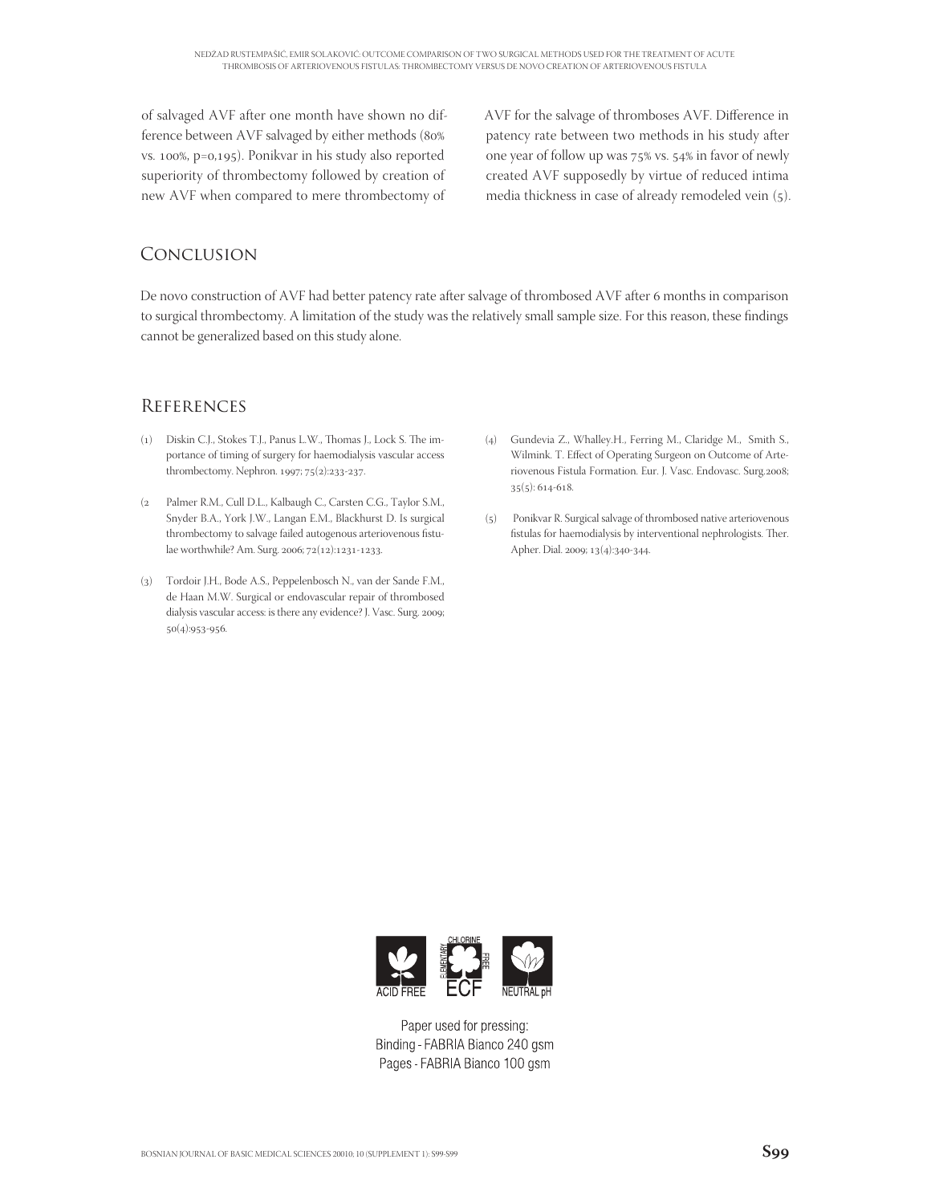of salvaged AVF after one month have shown no difference between AVF salvaged by either methods (80% vs. 100%, p=0,195). Ponikvar in his study also reported superiority of thrombectomy followed by creation of new AVF when compared to mere thrombectomy of AVF for the salvage of thromboses AVF. Difference in patency rate between two methods in his study after one year of follow up was 75% vs. 54% in favor of newly created AVF supposedly by virtue of reduced intima media thickness in case of already remodeled vein (5).

## Conclusion

De novo construction of AVF had better patency rate after salvage of thrombosed AVF after 6 months in comparison to surgical thrombectomy. A limitation of the study was the relatively small sample size. For this reason, these findings cannot be generalized based on this study alone.

## References

(1) Diskin C.J., Stokes T.J., Panus L.W., Thomas J., Lock S. The importance of timing of surgery for haemodialysis vascular access thrombectomy. Nephron. 1997; 75(2):233-237.

(2 Palmer R.M., Cull D.L., Kalbaugh C., Carsten C.G., Taylor S.M., Snyder B.A., York J.W., Langan E.M., Blackhurst D. Is surgical thrombectomy to salvage failed autogenous arteriovenous fistulae worthwhile? Am. Surg. 2006; 72(12):1231-1233.

(3) Tordoir J.H., Bode A.S., Peppelenbosch N., van der Sande F.M., de Haan M.W. Surgical or endovascular repair of thrombosed dialysis vascular access: is there any evidence? J. Vasc. Surg. 2009; 50(4):953-956.

(4) Gundevia Z., Whalley.H., Ferring M., Claridge M., Smith S., Wilmink. T. Effect of Operating Surgeon on Outcome of Arteriovenous Fistula Formation. Eur. J. Vasc. Endovasc. Surg.2008; 35(5): 614-618.

(5) Ponikvar R. Surgical salvage of thrombosed native arteriovenous fistulas for haemodialysis by interventional nephrologists. Ther. Apher. Dial. 2009; 13(4):340-344.

ACID FREE
ELEMENTARY CHLORINE FREE
ECF
NEUTRAL pH

Paper used for pressing:
Binding - FABRIA Bianco 240 gsm
Pages - FABRIA Bianco 100 gsm